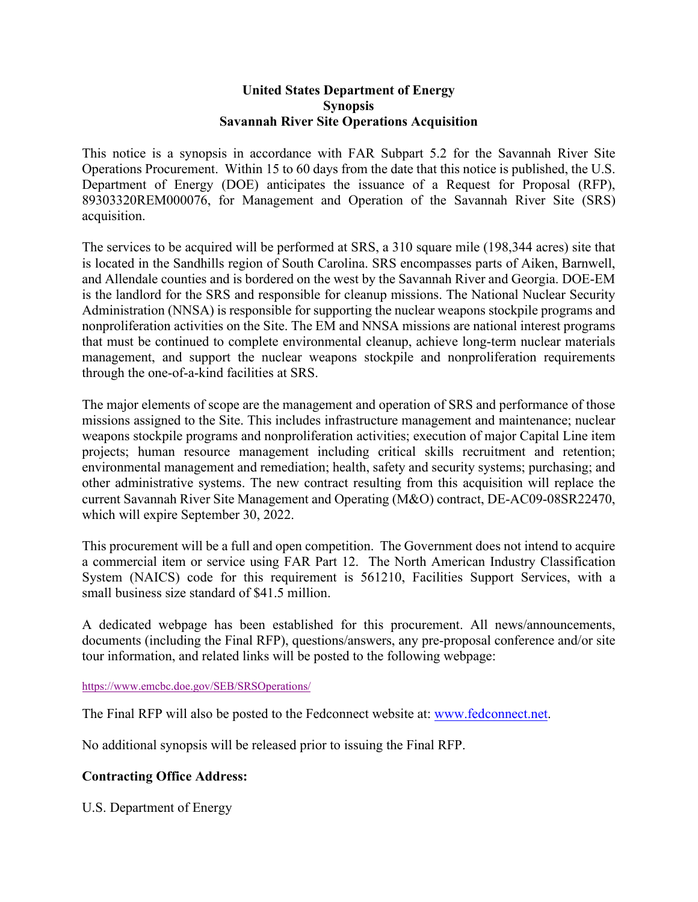**United States Department of Energy**
**Synopsis**
**Savannah River Site Operations Acquisition**

This notice is a synopsis in accordance with FAR Subpart 5.2 for the Savannah River Site Operations Procurement. Within 15 to 60 days from the date that this notice is published, the U.S. Department of Energy (DOE) anticipates the issuance of a Request for Proposal (RFP), 89303320REM000076, for Management and Operation of the Savannah River Site (SRS) acquisition.

The services to be acquired will be performed at SRS, a 310 square mile (198,344 acres) site that is located in the Sandhills region of South Carolina. SRS encompasses parts of Aiken, Barnwell, and Allendale counties and is bordered on the west by the Savannah River and Georgia. DOE-EM is the landlord for the SRS and responsible for cleanup missions. The National Nuclear Security Administration (NNSA) is responsible for supporting the nuclear weapons stockpile programs and nonproliferation activities on the Site. The EM and NNSA missions are national interest programs that must be continued to complete environmental cleanup, achieve long-term nuclear materials management, and support the nuclear weapons stockpile and nonproliferation requirements through the one-of-a-kind facilities at SRS.

The major elements of scope are the management and operation of SRS and performance of those missions assigned to the Site. This includes infrastructure management and maintenance; nuclear weapons stockpile programs and nonproliferation activities; execution of major Capital Line item projects; human resource management including critical skills recruitment and retention; environmental management and remediation; health, safety and security systems; purchasing; and other administrative systems. The new contract resulting from this acquisition will replace the current Savannah River Site Management and Operating (M&O) contract, DE-AC09-08SR22470, which will expire September 30, 2022.

This procurement will be a full and open competition. The Government does not intend to acquire a commercial item or service using FAR Part 12. The North American Industry Classification System (NAICS) code for this requirement is 561210, Facilities Support Services, with a small business size standard of $41.5 million.

A dedicated webpage has been established for this procurement. All news/announcements, documents (including the Final RFP), questions/answers, any pre-proposal conference and/or site tour information, and related links will be posted to the following webpage:

https://www.emcbc.doe.gov/SEB/SRSOperations/

The Final RFP will also be posted to the Fedconnect website at: www.fedconnect.net.

No additional synopsis will be released prior to issuing the Final RFP.

**Contracting Office Address:**

U.S. Department of Energy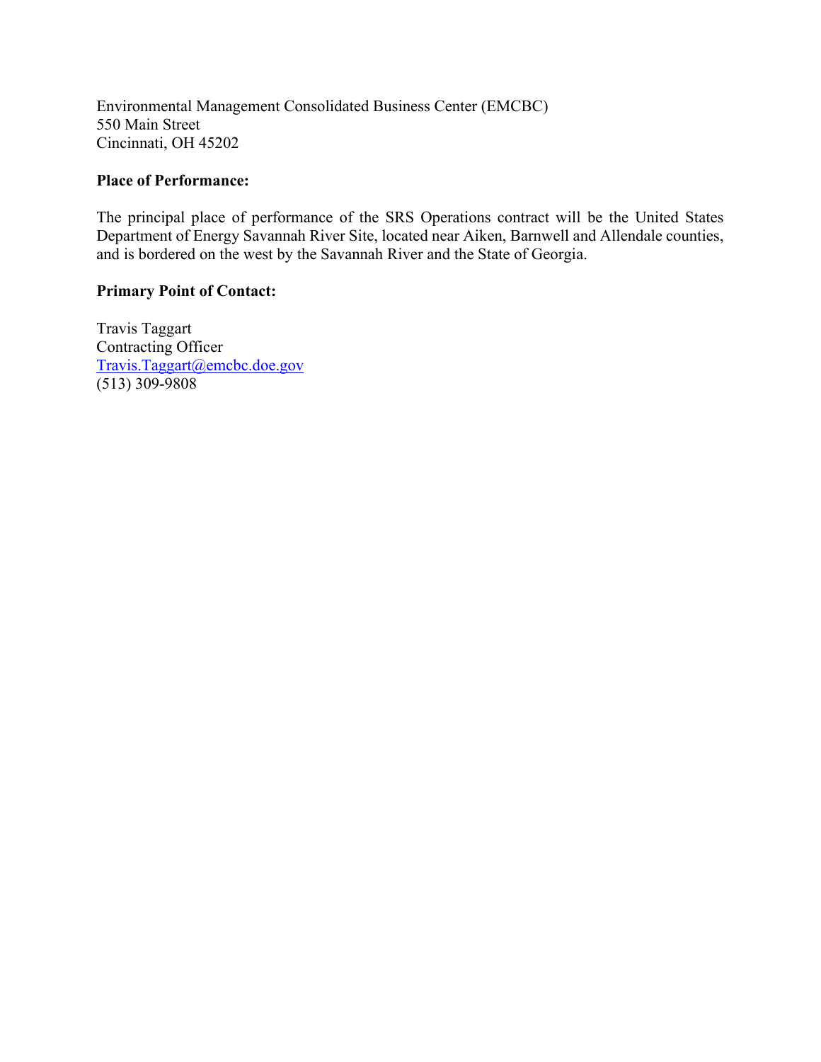Environmental Management Consolidated Business Center (EMCBC)
550 Main Street
Cincinnati, OH 45202

**Place of Performance:**

The principal place of performance of the SRS Operations contract will be the United States Department of Energy Savannah River Site, located near Aiken, Barnwell and Allendale counties, and is bordered on the west by the Savannah River and the State of Georgia.

**Primary Point of Contact:**

Travis Taggart
Contracting Officer
Travis.Taggart@emcbc.doe.gov
(513) 309-9808